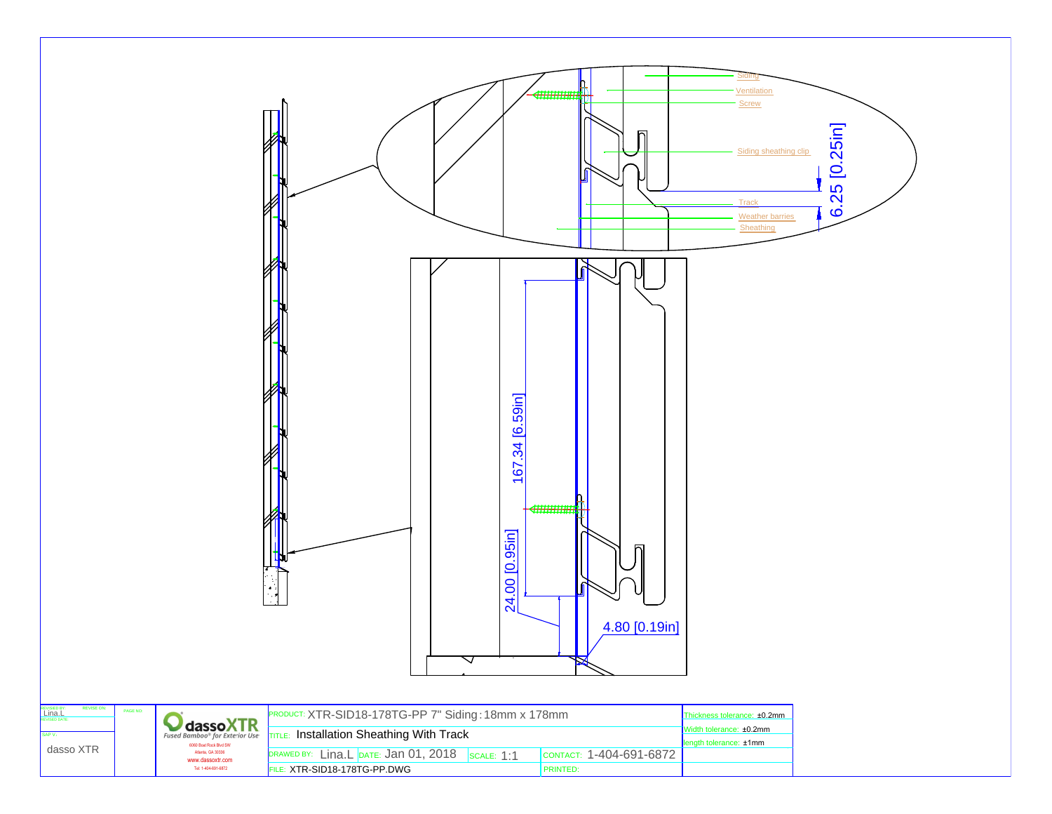Siding

Ventilation

Screw

Siding sheathing clip

Track

Weather barries

Sheathing

6.25 [0.25in]

167.34 [6.59in]

24.00 [0.95in]

4.80 [0.19in]

| | | | | |
|---|---|---|---|---|
| REVISED BY: Lina.L REVISE ON: REVISED DATE: | PAGE NO: | dassoXTR Fused Bamboo® for Exterior Use 6060 Boat Rock Blvd SW Atlanta, GA 30336 www.dassoxtr.com Tel: 1-404-691-6872 | PRODUCT: XTR-SID18-178TG-PP 7" Siding : 18mm x 178mm | Thickness tolerance: ±0.2mm |
| SAP V.: dasso XTR | | | TITLE: Installation Sheathing With Track | Width tolerance: ±0.2mm |
| | | | | length tolerance: ±1mm |
| | | | DRAWED BY: Lina.L DATE: Jan 01, 2018 SCALE: 1:1 CONTACT: 1-404-691-6872 | |
| | | | FILE: XTR-SID18-178TG-PP.DWG PRINTED: | |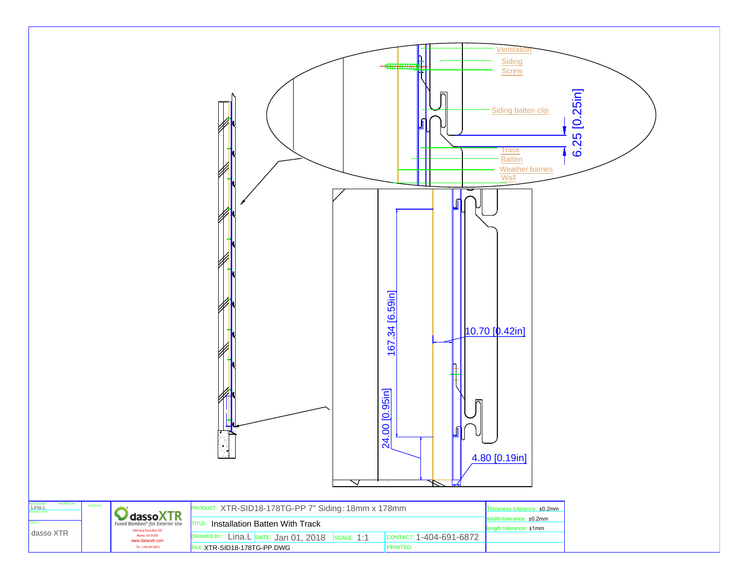Ventilation

Siding

Screw

Siding batten clip

6.25 [0.25in]

Track

Batten

Weather barries

Wall

167.34 [6.59in]

10.70 [0.42in]

24.00 [0.95in]

4.80 [0.19in]

| | | |
|---|---|---|
| REVISED BY: Lina.L | REVISE ON: | PAGE NO: |
| REVISED DATE: | | |
| SAP V.: | | |
| dasso XTR | | |

**dassoXTR**
*Fused Bamboo® for Exterior Use*
6060 Boat Rock Blvd SW
Atlanta, GA 30336
www.dassoxtr.com
Tel: 1-404-691-6872

| | | | |
|---|---|---|---|
| PRODUCT: XTR-SID18-178TG-PP 7" Siding: 18mm x 178mm | | | Thickness tolerance: ±0.2mm |
| TITLE: Installation Batten With Track | | | Width tolerance: ±0.2mm |
| DRAWED BY: Lina.L | DATE: Jan 01, 2018 | SCALE: 1:1 | CONTACT: 1-404-691-6872 | length tolerance: ±1mm |
| FILE: XTR-SID18-178TG-PP.DWG | | | PRINTED: |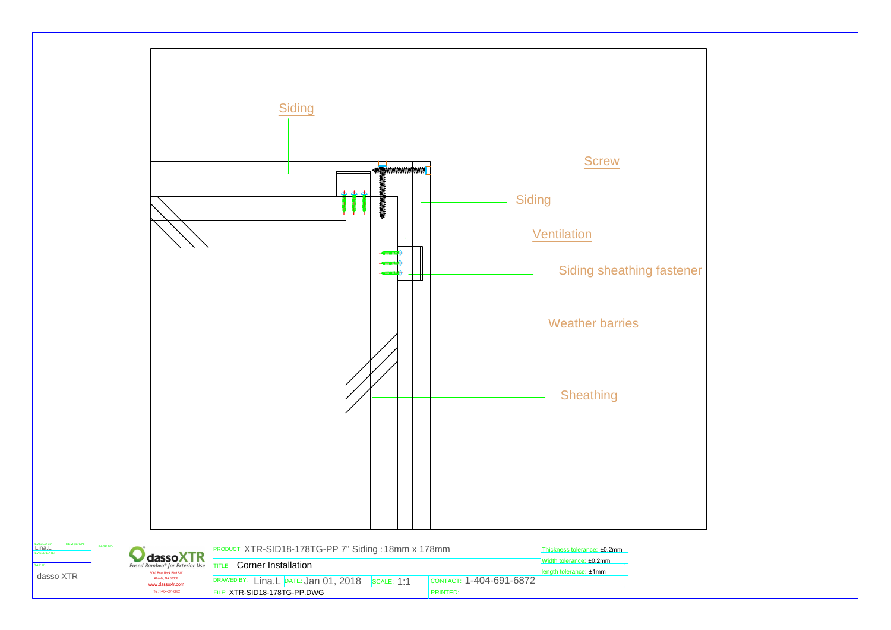Siding

Screw

Siding

Ventilation

Siding sheathing fastener

Weather barries

Sheathing

| REVIEWED BY: Lina.L | REVISE ON: | PAGE NO.: | dassoXTR Fused Bamboo® for Exterior Use 6060 Boat Rock Blvd SW Atlanta, GA 30336 www.dassoxtr.com Tel: 1-404-691-6872 | PRODUCT: XTR-SID18-178TG-PP 7" Siding : 18mm x 178mm | | | | Thickness tolerance: ±0.2mm |
|---|---|---|---|---|---|---|---|---|
| REVISED DATE: | | | | TITLE: Corner Installation | | | | Width tolerance: ±0.2mm |
| SAP V: dasso XTR | | | | DRAWED BY: Lina.L | DATE: Jan 01, 2018 | SCALE: 1:1 | CONTACT: 1-404-691-6872 | length tolerance: ±1mm |
| | | | | FILE: XTR-SID18-178TG-PP.DWG | | | PRINTED: | |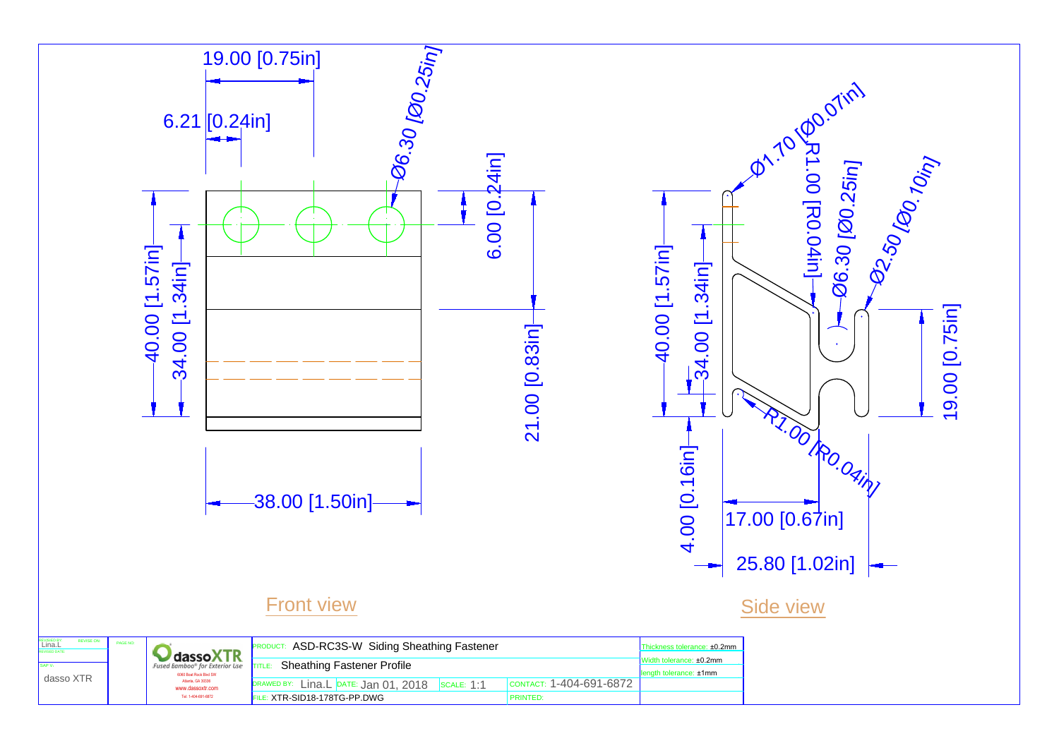19.00 [0.75in]

6.21 [0.24in]

Ø6.30 [Ø0.25in]

6.00 [0.24in]

40.00 [1.57in]

34.00 [1.34in]

21.00 [0.83in]

38.00 [1.50in]

Front view

Ø1.70 [Ø0.07in]

R1.00 [R0.04in]

Ø6.30 [Ø0.25in]

Ø2.50 [Ø0.10in]

40.00 [1.57in]

34.00 [1.34in]

19.00 [0.75in]

R1.00 [R0.04in]

4.00 [0.16in]

17.00 [0.67in]

25.80 [1.02in]

Side view

| REVISED BY: Lina.L | REVISE ON: | PAGE NO: | dassoXTR Fused Bamboo® for Exterior Use, 6060 Boat Rock Blvd SW, Atlanta, GA 30336, www.dassoxtr.com, Tel: 1-404-691-6872 | PRODUCT: ASD-RC3S-W Siding Sheathing Fastener | | | Thickness tolerance: ±0.2mm |
|---|---|---|---|---|---|---|---|
| REVISED DATE: | | | | TITLE: Sheathing Fastener Profile | | | Width tolerance: ±0.2mm |
| SAP V: dasso XTR | | | | DRAWED BY: Lina.L | DATE: Jan 01, 2018 | SCALE: 1:1 | length tolerance: ±1mm |
| | | | | FILE: XTR-SID18-178TG-PP.DWG | | CONTACT: 1-404-691-6872 / PRINTED: | |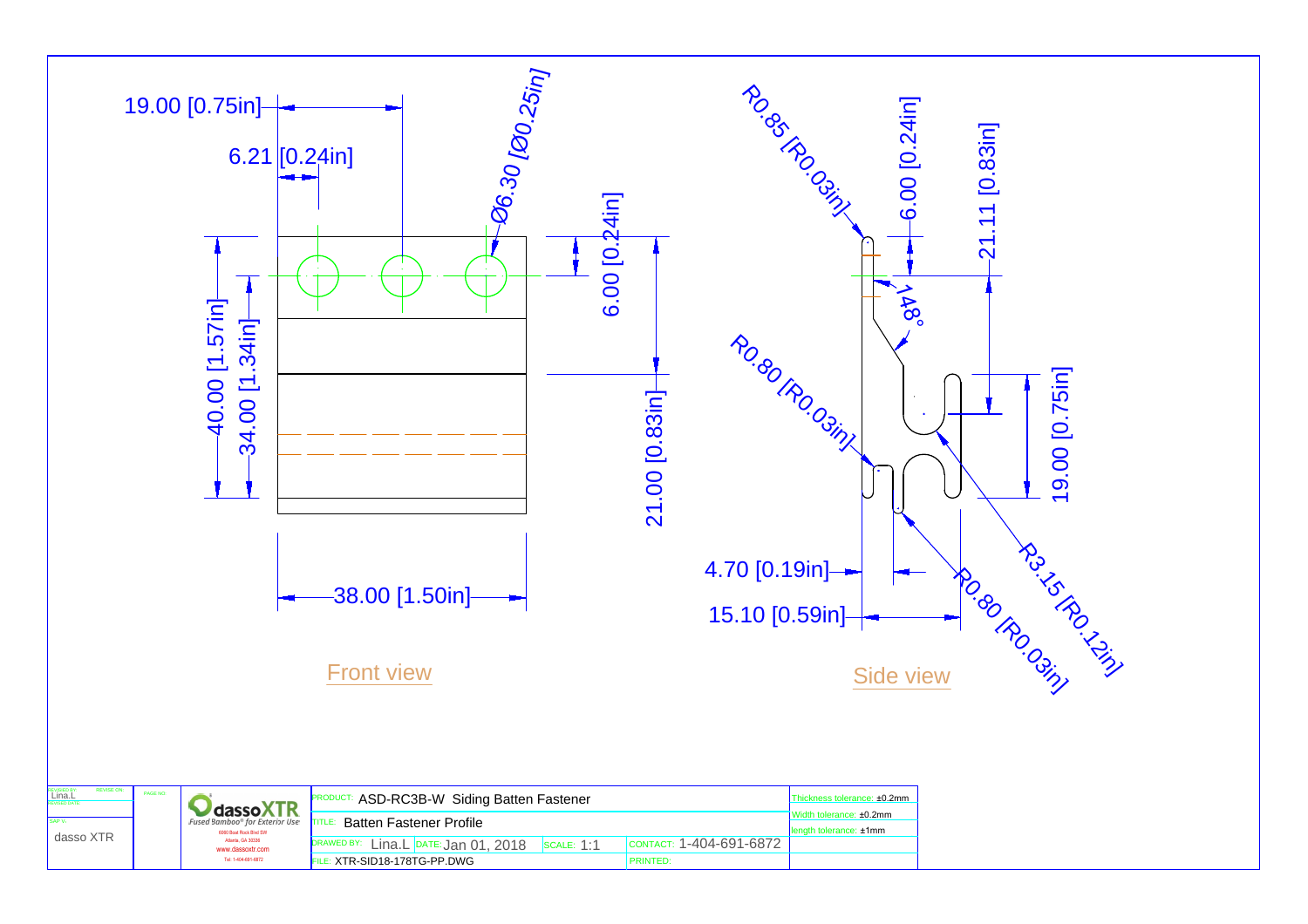19.00 [0.75in]

6.21 [0.24in]

Ø6.30 [Ø0.25in]

6.00 [0.24in]

40.00 [1.57in]

34.00 [1.34in]

21.00 [0.83in]

38.00 [1.50in]

Front view

R0.85 [R0.03in]

6.00 [0.24in]

21.11 [0.83in]

148°

R0.80 [R0.03in]

19.00 [0.75in]

4.70 [0.19in]

15.10 [0.59in]

R3.15 [R0.12in]

R0.80 [R0.03in]

Side view

| REVISED BY: Lina.L | REVISE ON: | PAGE NO: | dassoXTR *Fused Bamboo® for Exterior Use* 6060 Boat Rock Blvd SW Atlanta, GA 30336 www.dassoxtr.com Tel: 1-404-691-6872 | PRODUCT: ASD-RC3B-W Siding Batten Fastener | | | Thickness tolerance: ±0.2mm |
|---|---|---|---|---|---|---|---|
| APPROVED BY: | | | | TITLE: Batten Fastener Profile | | | Width tolerance: ±0.2mm |
| SAP V.: dasso XTR | | | | DRAWED BY: Lina.L | DATE: Jan 01, 2018 | SCALE: 1:1 | CONTACT: 1-404-691-6872 | length tolerance: ±1mm |
| | | | | FILE: XTR-SID18-178TG-PP.DWG | | PRINTED: | |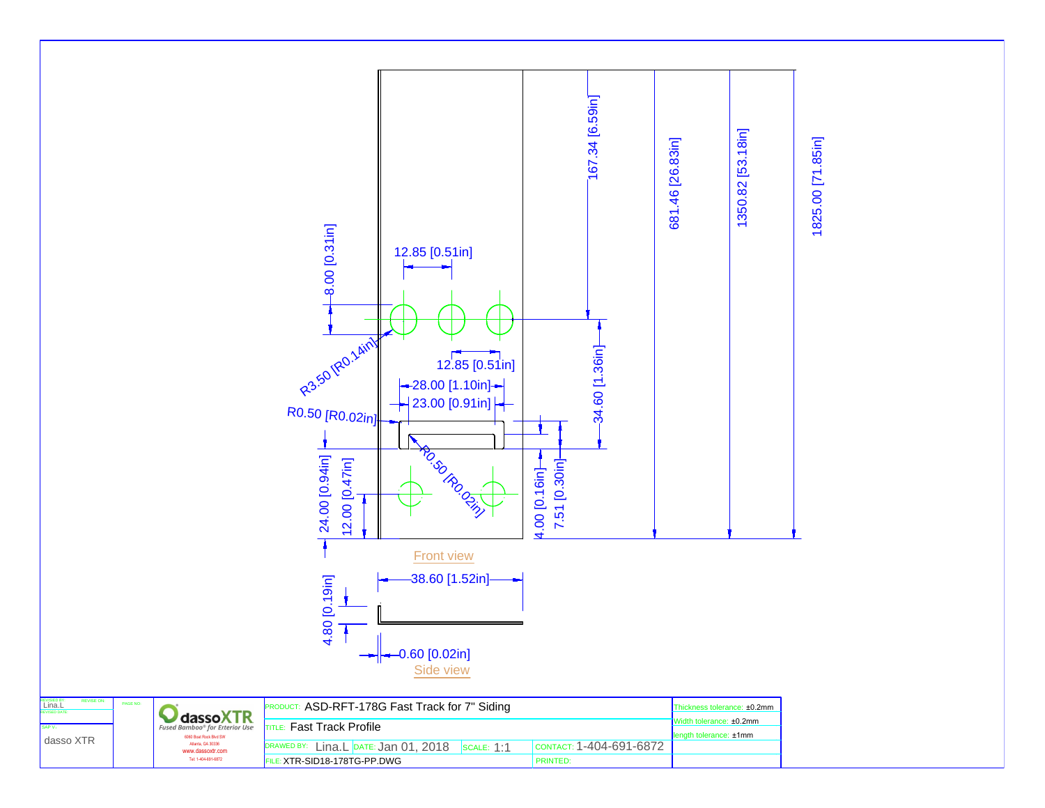Front view

12.85 [0.51in]

8.00 [0.31in]

R3.50 [R0.14in]

12.85 [0.51in]

28.00 [1.10in]

23.00 [0.91in]

R0.50 [R0.02in]

R0.50 [R0.02in]

24.00 [0.94in]

12.00 [0.47in]

4.00 [0.16in]

7.51 [0.30in]

34.60 [1.36in]

167.34 [6.59in]

681.46 [26.83in]

1350.82 [53.18in]

1825.00 [71.85in]

Side view

38.60 [1.52in]

4.80 [0.19in]

0.60 [0.02in]

| REVISED BY: Lina.L | REVISE ON: | PAGE NO: | dassoXTR Fused Bamboo® for Exterior Use | PRODUCT: ASD-RFT-178G Fast Track for 7" Siding | | | | Thickness tolerance: ±0.2mm |
|---|---|---|---|---|---|---|---|---|
| REVISED DATE: | | | 6060 Boat Rock Blvd SW, Atlanta, GA 30336, www.dassoxtr.com, Tel: 1-404-691-6872 | TITLE: Fast Track Profile | | | | Width tolerance: ±0.2mm |
| SAP V.: dasso XTR | | | | DRAWED BY: Lina.L | DATE: Jan 01, 2018 | SCALE: 1:1 | CONTACT: 1-404-691-6872 | length tolerance: ±1mm |
| | | | | FILE: XTR-SID18-178TG-PP.DWG | | | PRINTED: | |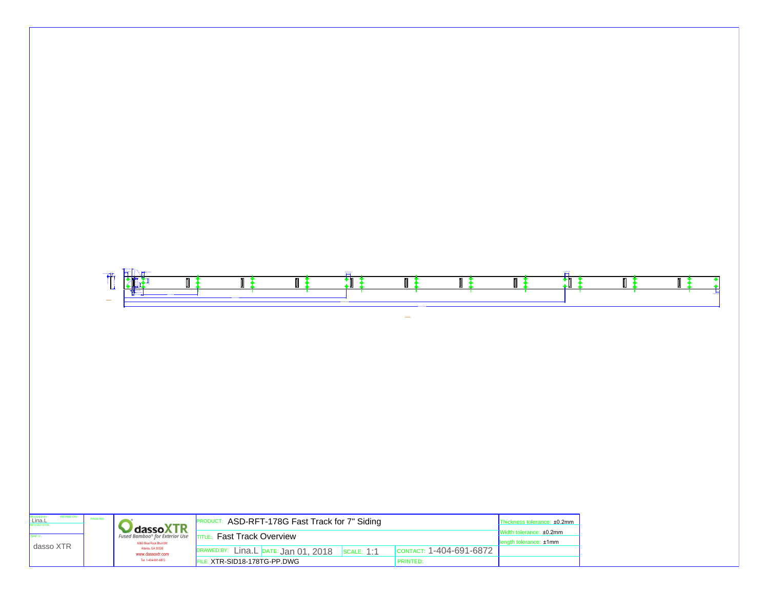| REVISED BY: Lina.L | REVISE ON: | PAGE NO: | dassoXTR Fused Bamboo® for Exterior Use 6060 Boat Rock Blvd SW Atlanta, GA 30336 www.dassoxtr.com Tel: 1-404-691-6872 | PRODUCT: ASD-RFT-178G Fast Track for 7" Siding | | | Thickness tolerance: ±0.2mm |
|---|---|---|---|---|---|---|---|
| REVISED DATE: | | | | TITLE: Fast Track Overview | | | Width tolerance: ±0.2mm |
| SAP V.: dasso XTR | | | | DRAWED BY: Lina.L | DATE: Jan 01, 2018 | SCALE: 1:1 | CONTACT: 1-404-691-6872 |
| | | | | FILE: XTR-SID18-178TG-PP.DWG | | PRINTED: | length tolerance: ±1mm |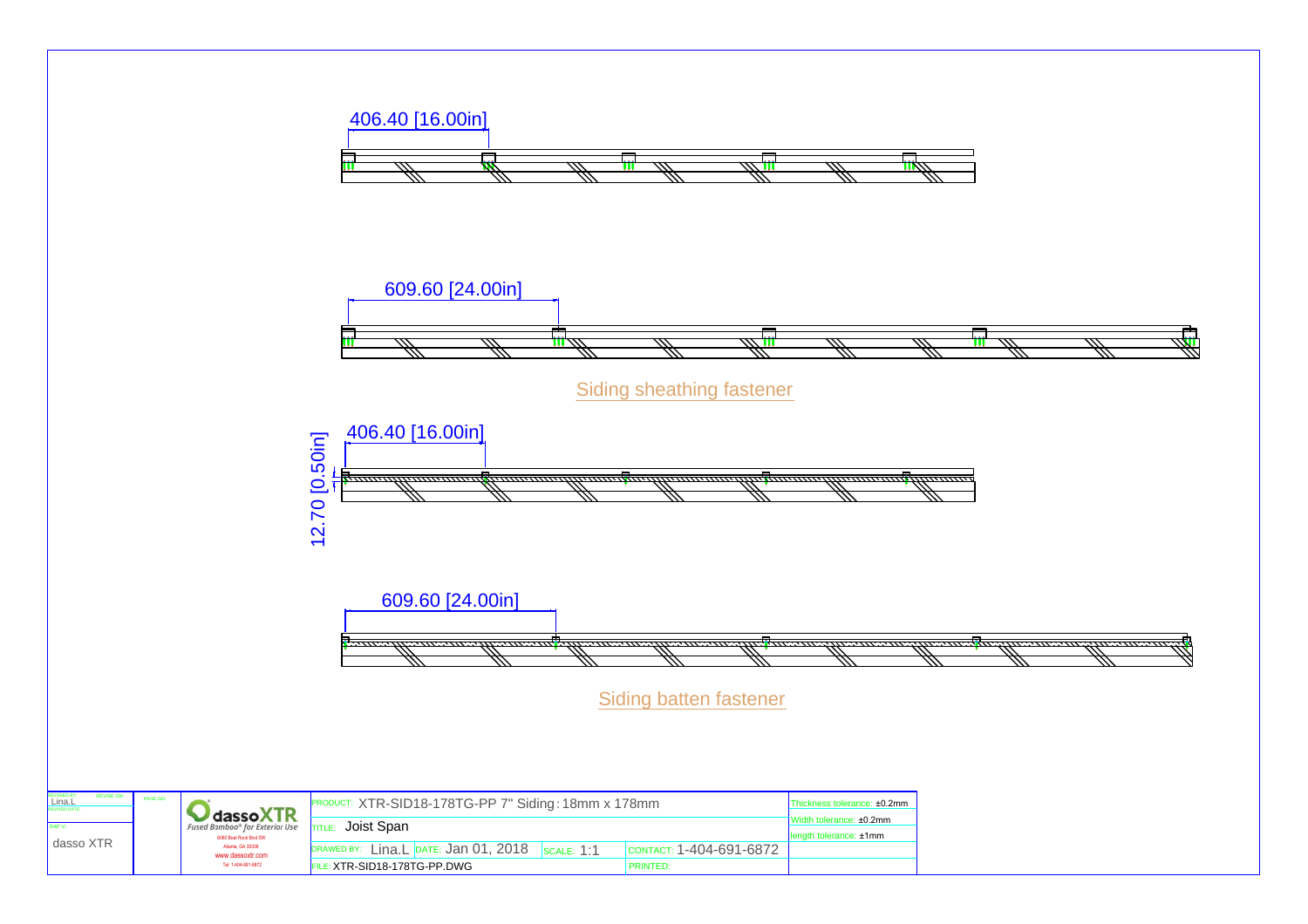406.40 [16.00in]

609.60 [24.00in]

Siding sheathing fastener

406.40 [16.00in]

12.70 [0.50in]

609.60 [24.00in]

Siding batten fastener

| REVISED BY: Lina.L | REVISE ON: | PAGE NO: | dassoXTR Fused Bamboo® for Exterior Use 6083 Boat Rock Blvd SW Atlanta, GA 30336 www.dassoxtr.com Tel: 1-404-691-6872 | PRODUCT: XTR-SID18-178TG-PP 7" Siding : 18mm x 178mm | | | | Thickness tolerance: ±0.2mm |
|---|---|---|---|---|---|---|---|---|
| REVISED DATE: | | | | TITLE: Joist Span | | | | Width tolerance: ±0.2mm |
| SAP V: | | | | | | | | length tolerance: ±1mm |
| dasso XTR | | | | DRAWED BY: Lina.L | DATE: Jan 01, 2018 | SCALE: 1:1 | CONTACT: 1-404-691-6872 | |
| | | | | FILE: XTR-SID18-178TG-PP.DWG | | | PRINTED: | |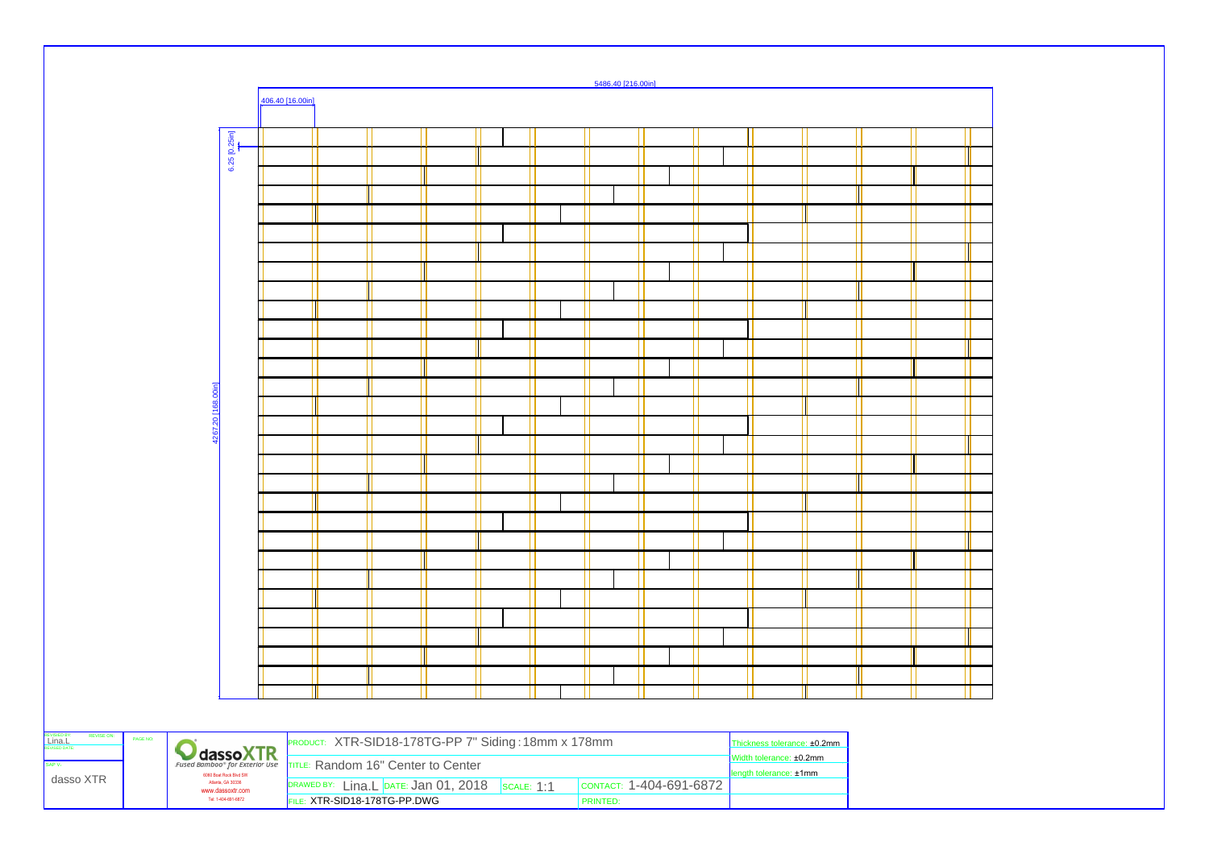5486.40 [216.00in]

406.40 [16.00in]

6.25 [0.25in]

4267.20 [168.00in]

| DRAWN BY: Lina.L | REVISE ON: | PAGE NO: | dassoXTR Fused Bamboo® for Exterior Use | PRODUCT: XTR-SID18-178TG-PP 7" Siding : 18mm x 178mm | | | | Thickness tolerance: ±0.2mm |
|---|---|---|---|---|---|---|---|---|
| REVISED DATE: | | | 6060 Boat Rock Blvd SW, Atlanta, GA 30336 | TITLE: Random 16" Center to Center | | | | Width tolerance: ±0.2mm |
| SAP V: dasso XTR | | | www.dassoxtr.com | DRAWED BY: Lina.L | DATE: Jan 01, 2018 | SCALE: 1:1 | CONTACT: 1-404-691-6872 | length tolerance: ±1mm |
| | | | Tel: 1-404-691-6872 | FILE: XTR-SID18-178TG-PP.DWG | | | PRINTED: | |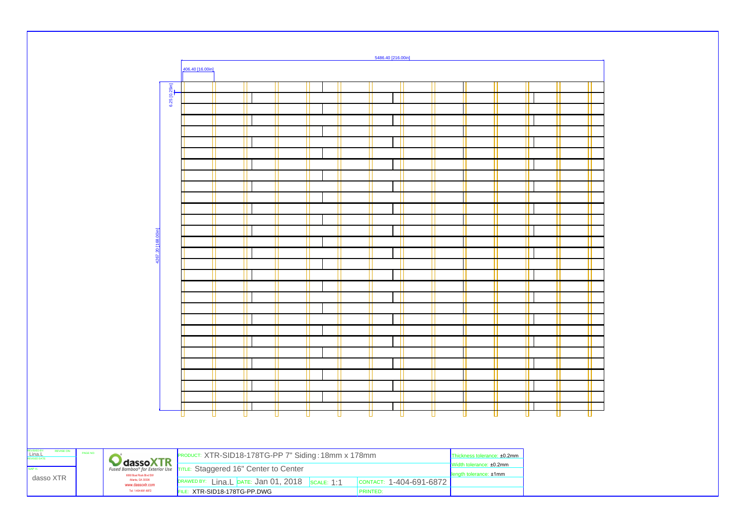5486.40 [216.00in]

406.40 [16.00in]

6.25 [0.25in]

4267.20 [168.00in]

| | | | |
|---|---|---|---|
| REVISED BY: Lina.L | REVISE ON: | PAGE NO: | dassoXTR Fused Bamboo® for Exterior Use 8000 Blast Rock Blvd SW Atlanta, GA 30336 www.dassoxtr.com Tel: 1-404-691-6872 |
| REVISED DATE: | | | |
| SAP V: | | | |
| dasso XTR | | | |

| | | | | |
|---|---|---|---|---|
| PRODUCT: XTR-SID18-178TG-PP 7" Siding : 18mm x 178mm | | | | Thickness tolerance: ±0.2mm |
| TITLE: Staggered 16" Center to Center | | | | Width tolerance: ±0.2mm |
| DRAWED BY: Lina.L | DATE: Jan 01, 2018 | SCALE: 1:1 | CONTACT: 1-404-691-6872 | length tolerance: ±1mm |
| FILE: XTR-SID18-178TG-PP.DWG | | | PRINTED: | |